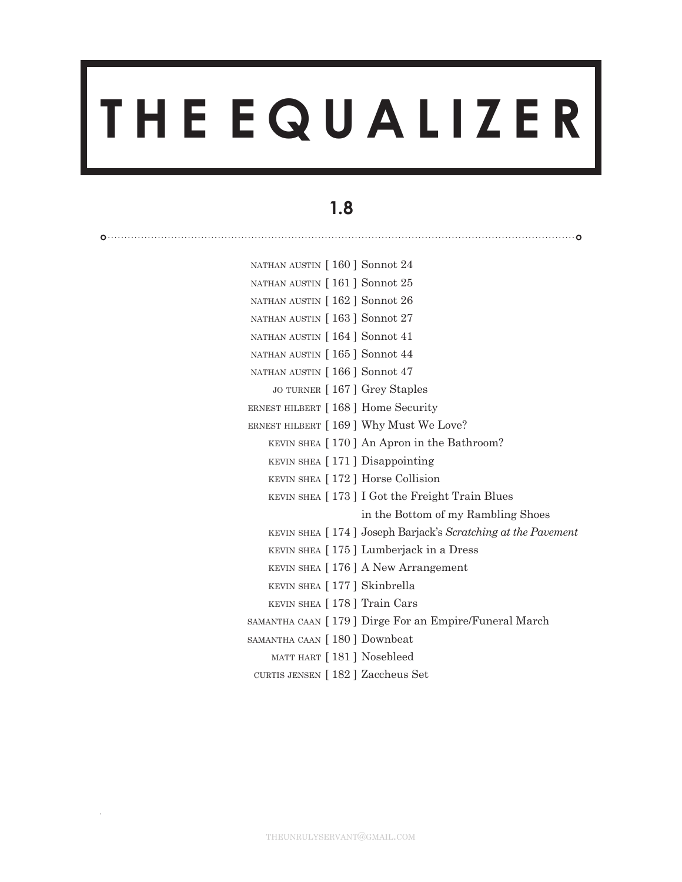# THE EQUALIZER

## 1.8

NATHAN AUSTIN [ 160 ] Sonnot 24
NATHAN AUSTIN [ 161 ] Sonnot 25
NATHAN AUSTIN [ 162 ] Sonnot 26
NATHAN AUSTIN [ 163 ] Sonnot 27
NATHAN AUSTIN [ 164 ] Sonnot 41
NATHAN AUSTIN [ 165 ] Sonnot 44
NATHAN AUSTIN [ 166 ] Sonnot 47
JO TURNER [ 167 ] Grey Staples
ERNEST HILBERT [ 168 ] Home Security
ERNEST HILBERT [ 169 ] Why Must We Love?
KEVIN SHEA [ 170 ] An Apron in the Bathroom?
KEVIN SHEA [ 171 ] Disappointing
KEVIN SHEA [ 172 ] Horse Collision
KEVIN SHEA [ 173 ] I Got the Freight Train Blues in the Bottom of my Rambling Shoes
KEVIN SHEA [ 174 ] Joseph Barjack's *Scratching at the Pavement*
KEVIN SHEA [ 175 ] Lumberjack in a Dress
KEVIN SHEA [ 176 ] A New Arrangement
KEVIN SHEA [ 177 ] Skinbrella
KEVIN SHEA [ 178 ] Train Cars
SAMANTHA CAAN [ 179 ] Dirge For an Empire/Funeral March
SAMANTHA CAAN [ 180 ] Downbeat
MATT HART [ 181 ] Nosebleed
CURTIS JENSEN [ 182 ] Zaccheus Set

THEUNRULYSERVANT@GMAIL.COM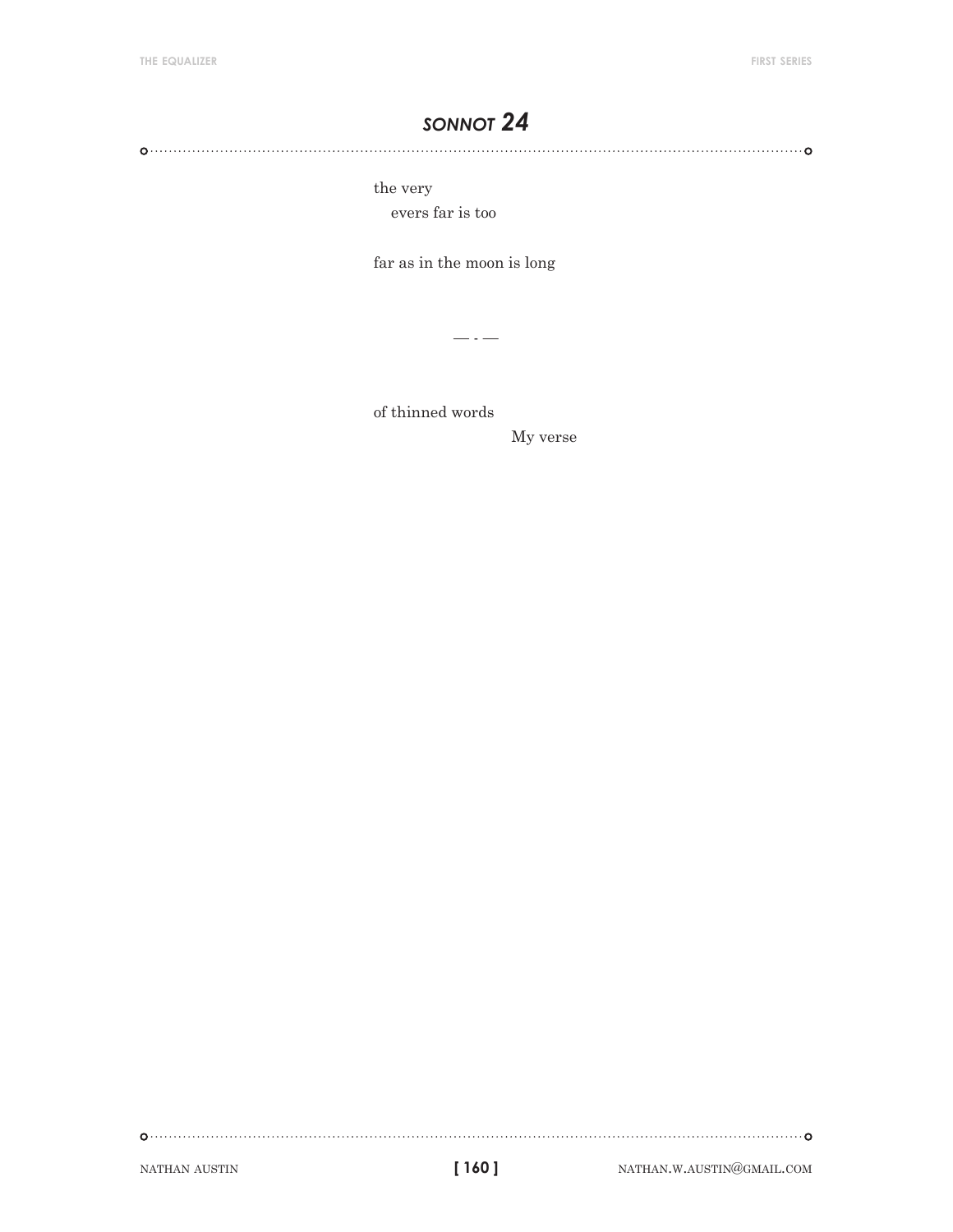# *SONNOT 24*

the very
  evers far is too

far as in the moon is long

— · —

of thinned words
            My verse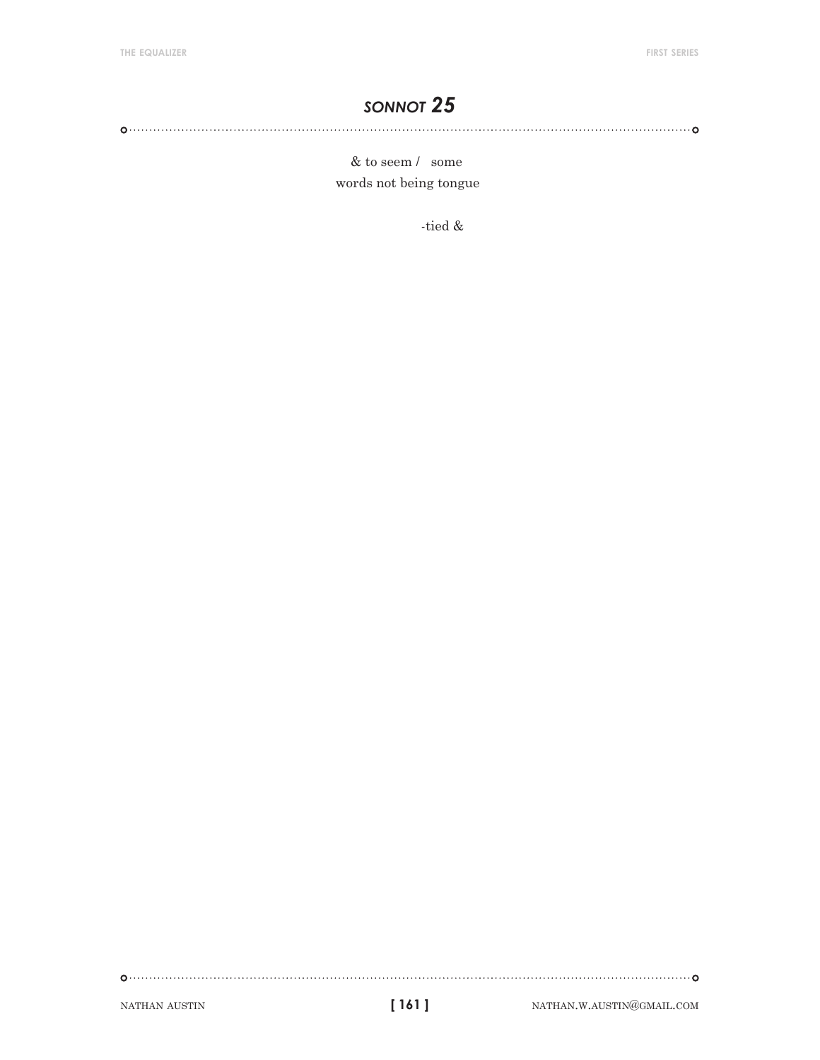## *SONNOT 25*

& to seem /   some
words not being tongue

-tied &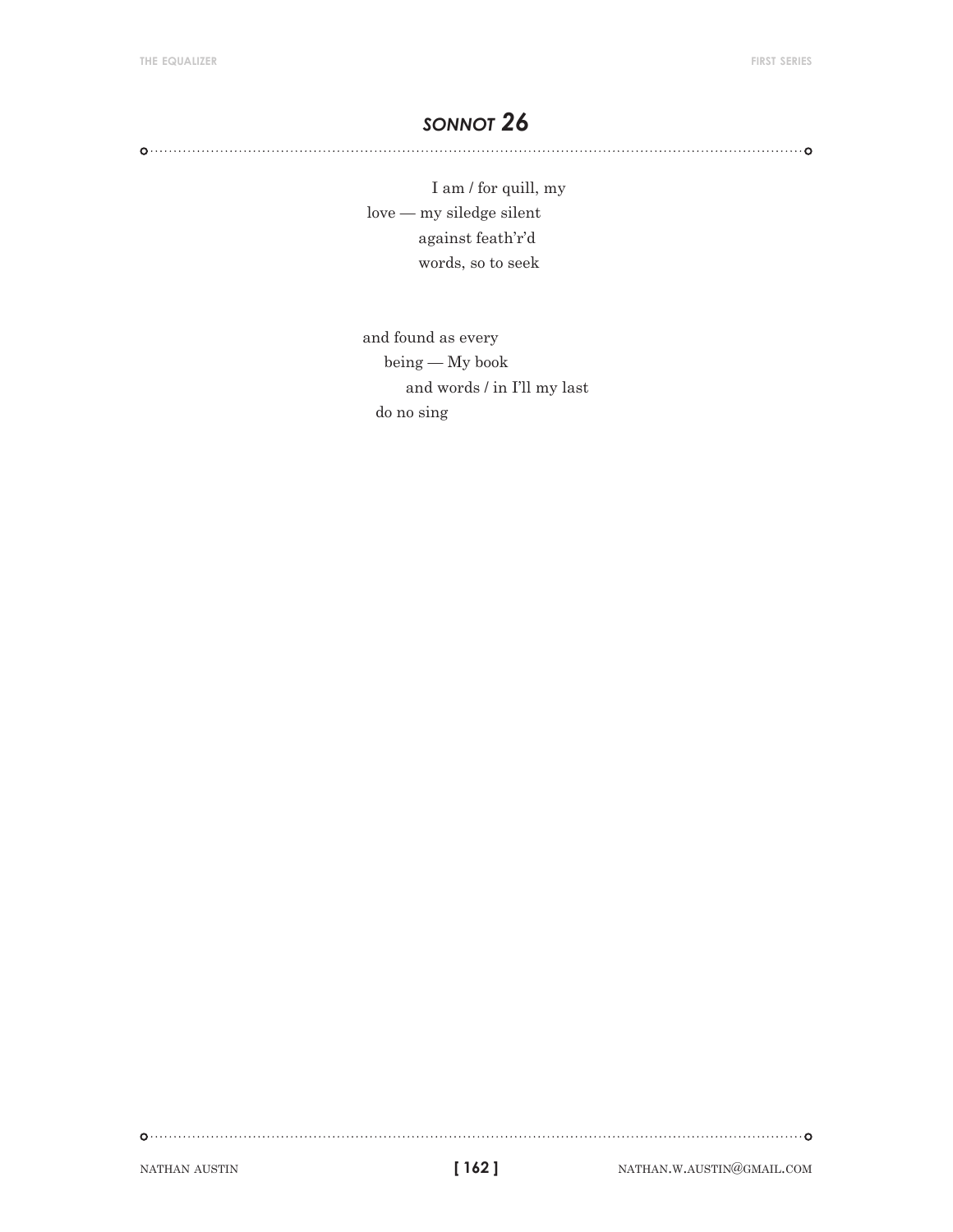## *SONNOT 26*

I am / for quill, my  
love — my siledge silent  
against feath'r'd  
words, so to seek

and found as every  
being — My book  
and words / in I'll my last  
do no sing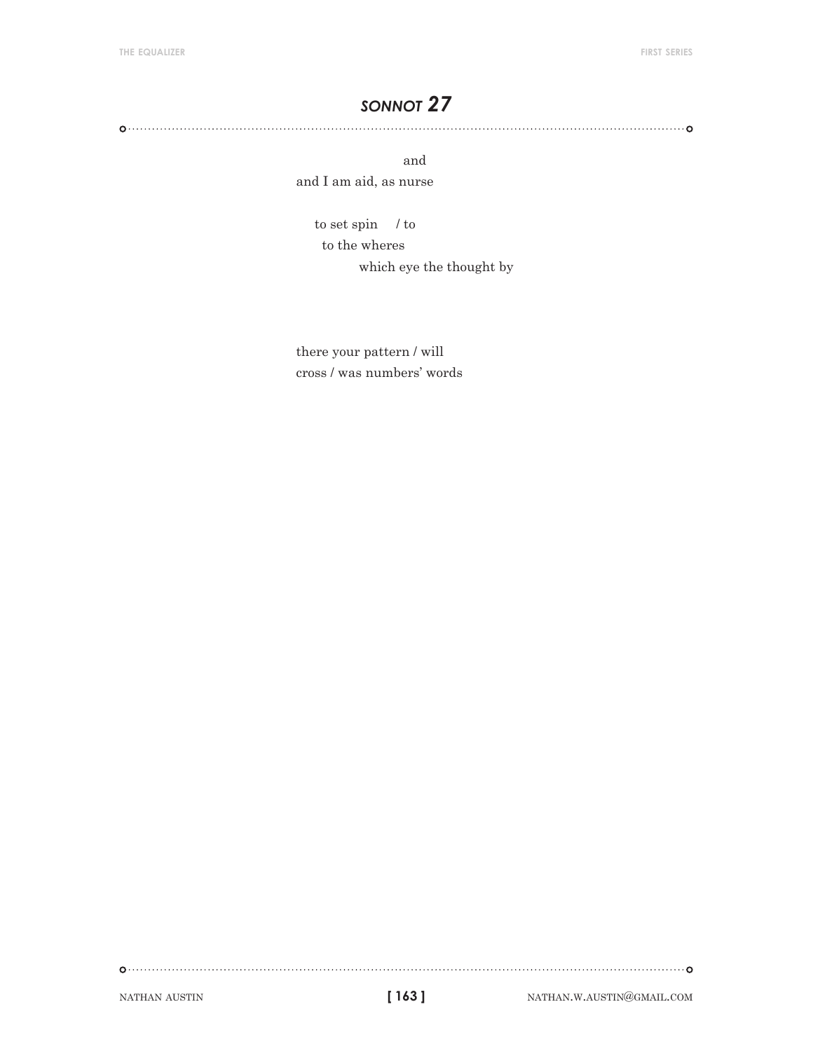## *SONNOT 27*

```
                  and
and I am aid, as nurse

   to set spin    / to
     to the wheres
            which eye the thought by



there your pattern / will
cross / was numbers' words
```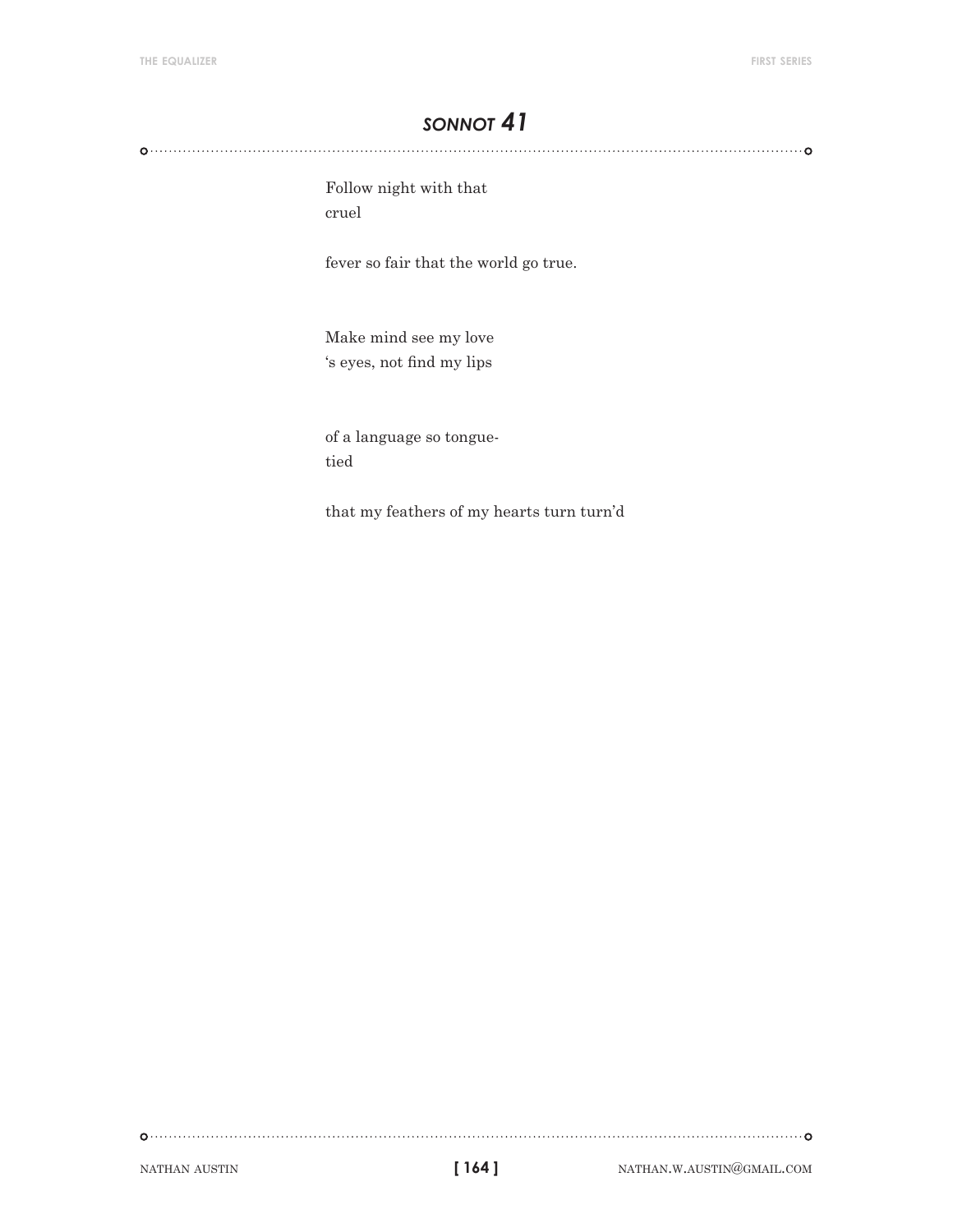## *SONNOT 41*

Follow night with that
cruel

fever so fair that the world go true.

Make mind see my love
's eyes, not find my lips

of a language so tongue-
tied

that my feathers of my hearts turn turn'd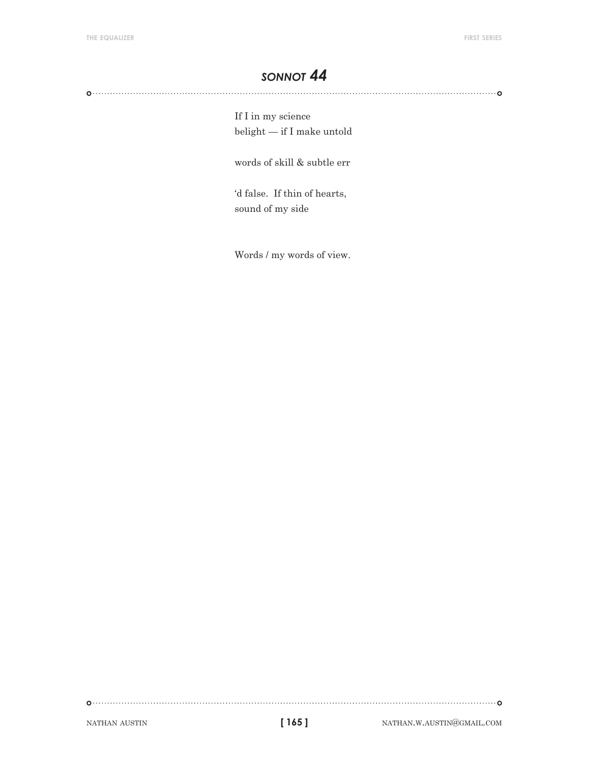# *SONNOT 44*

If I in my science
belight — if I make untold

words of skill & subtle err

'd false.  If thin of hearts,
sound of my side

Words / my words of view.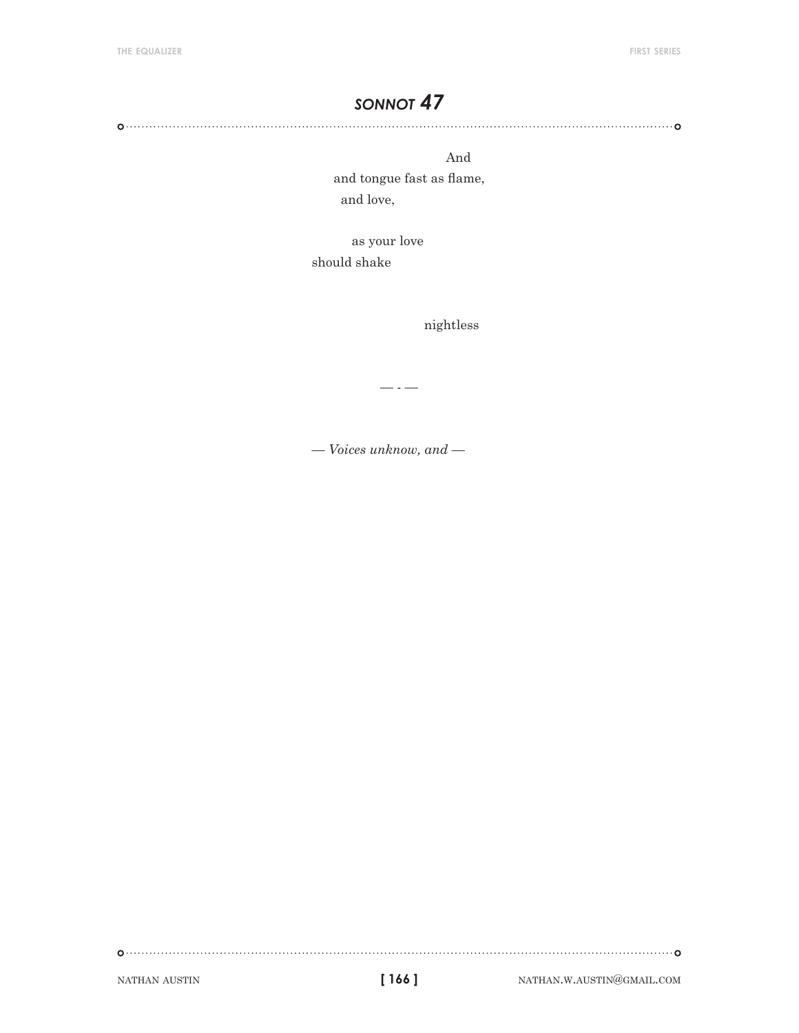## *SONNOT 47*

And  
and tongue fast as flame,  
and love,

as your love  
should shake

nightless

— - —

*— Voices unknow, and —*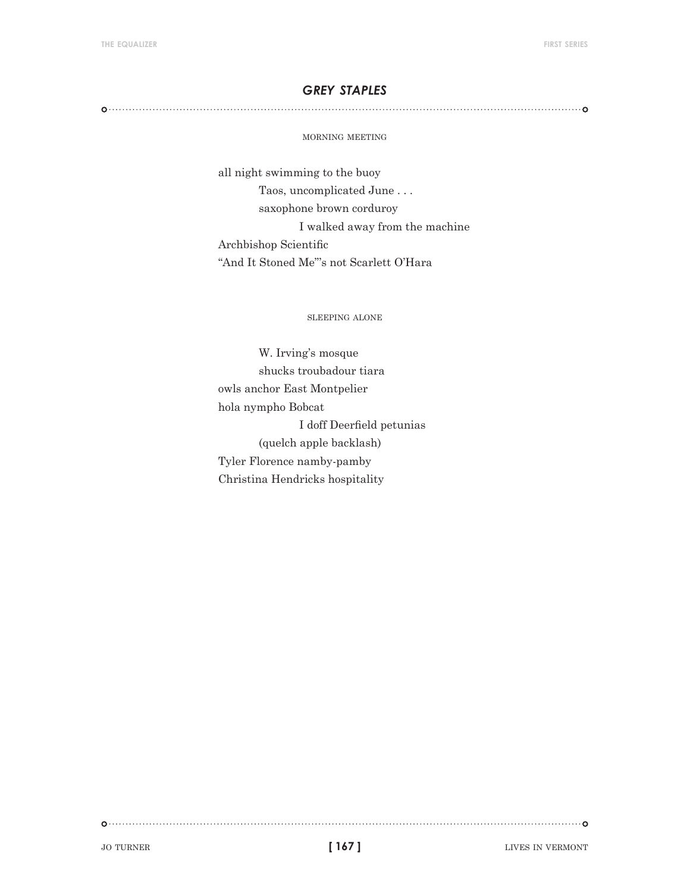## *GREY STAPLES*

MORNING MEETING

all night swimming to the buoy  
    Taos, uncomplicated June . . .  
    saxophone brown corduroy  
        I walked away from the machine  
Archbishop Scientific  
"And It Stoned Me"'s not Scarlett O'Hara

SLEEPING ALONE

    W. Irving's mosque  
    shucks troubadour tiara  
owls anchor East Montpelier  
hola nympho Bobcat  
        I doff Deerfield petunias  
    (quelch apple backlash)  
Tyler Florence namby-pamby  
Christina Hendricks hospitality

JO TURNER — LIVES IN VERMONT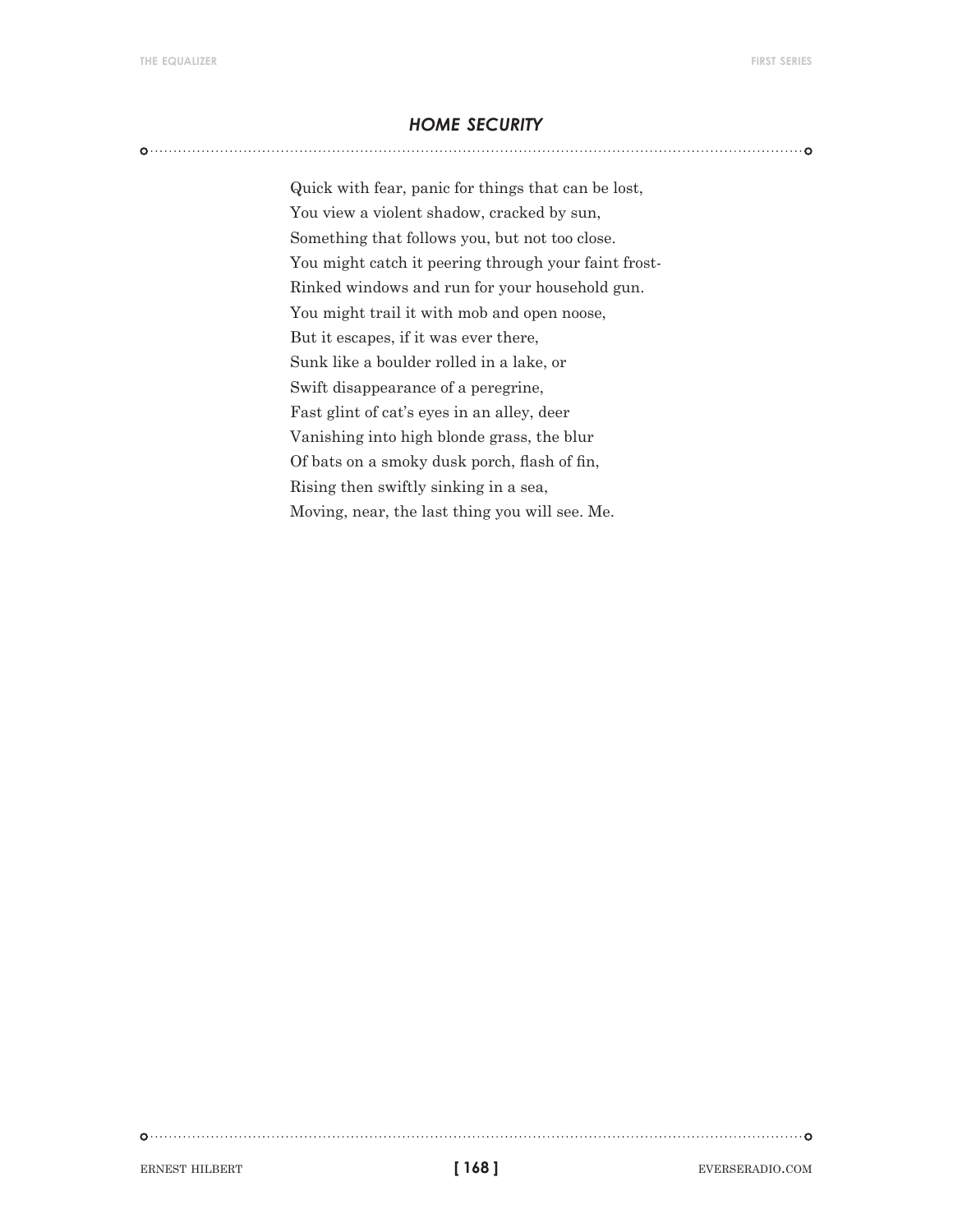## *HOME SECURITY*

Quick with fear, panic for things that can be lost,  
You view a violent shadow, cracked by sun,  
Something that follows you, but not too close.  
You might catch it peering through your faint frost-  
Rinked windows and run for your household gun.  
You might trail it with mob and open noose,  
But it escapes, if it was ever there,  
Sunk like a boulder rolled in a lake, or  
Swift disappearance of a peregrine,  
Fast glint of cat's eyes in an alley, deer  
Vanishing into high blonde grass, the blur  
Of bats on a smoky dusk porch, flash of fin,  
Rising then swiftly sinking in a sea,  
Moving, near, the last thing you will see. Me.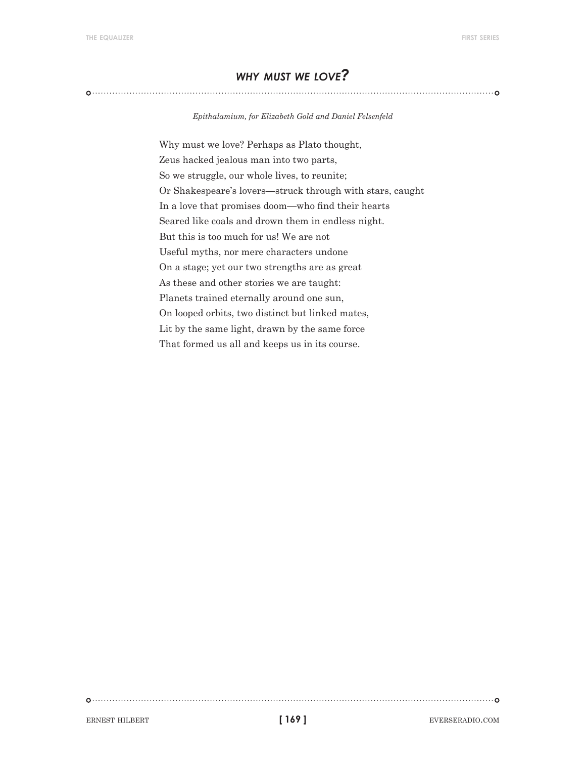## *WHY MUST WE LOVE?*

*Epithalamium, for Elizabeth Gold and Daniel Felsenfeld*

Why must we love? Perhaps as Plato thought,  
Zeus hacked jealous man into two parts,  
So we struggle, our whole lives, to reunite;  
Or Shakespeare's lovers—struck through with stars, caught  
In a love that promises doom—who find their hearts  
Seared like coals and drown them in endless night.  
But this is too much for us! We are not  
Useful myths, nor mere characters undone  
On a stage; yet our two strengths are as great  
As these and other stories we are taught:  
Planets trained eternally around one sun,  
On looped orbits, two distinct but linked mates,  
Lit by the same light, drawn by the same force  
That formed us all and keeps us in its course.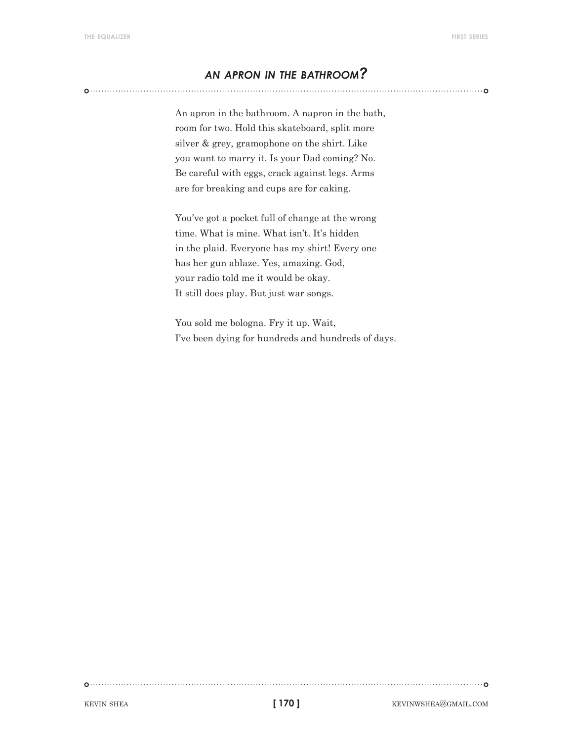## *AN APRON IN THE BATHROOM?*

An apron in the bathroom. A napron in the bath,  
room for two. Hold this skateboard, split more  
silver & grey, gramophone on the shirt. Like  
you want to marry it. Is your Dad coming? No.  
Be careful with eggs, crack against legs. Arms  
are for breaking and cups are for caking.

You've got a pocket full of change at the wrong  
time. What is mine. What isn't. It's hidden  
in the plaid. Everyone has my shirt! Every one  
has her gun ablaze. Yes, amazing. God,  
your radio told me it would be okay.  
It still does play. But just war songs.

You sold me bologna. Fry it up. Wait,  
I've been dying for hundreds and hundreds of days.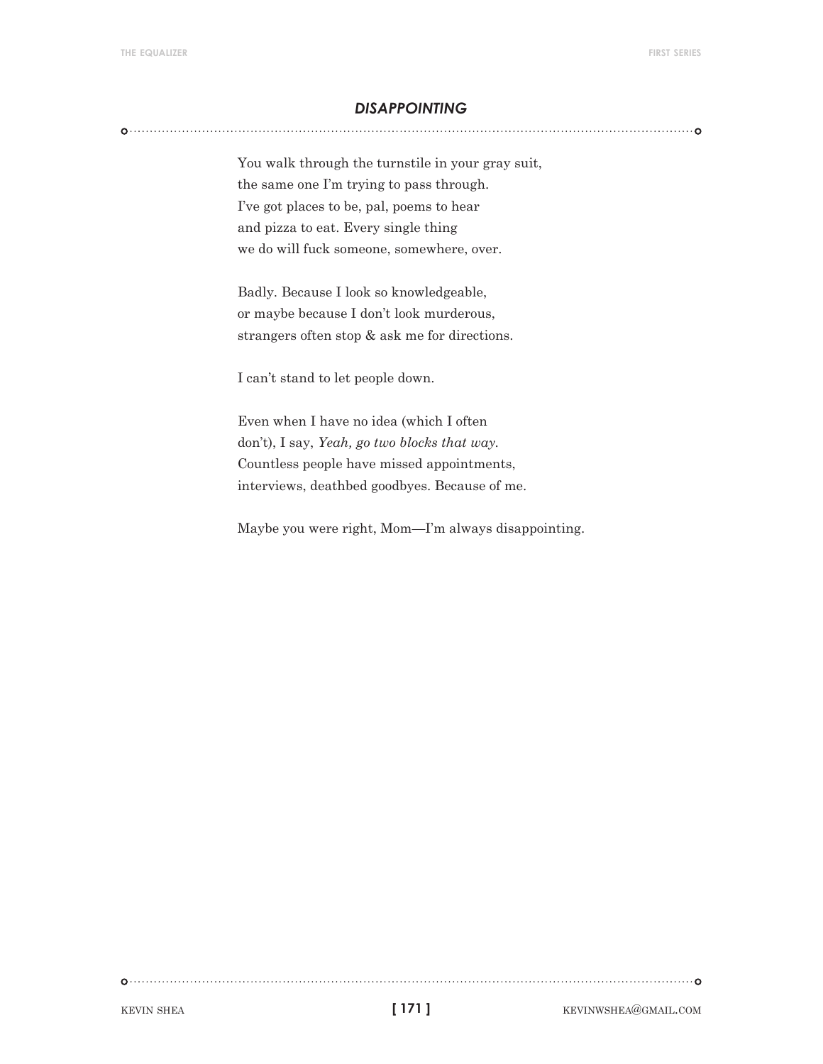## *DISAPPOINTING*

You walk through the turnstile in your gray suit,
the same one I'm trying to pass through.
I've got places to be, pal, poems to hear
and pizza to eat. Every single thing
we do will fuck someone, somewhere, over.

Badly. Because I look so knowledgeable,
or maybe because I don't look murderous,
strangers often stop & ask me for directions.

I can't stand to let people down.

Even when I have no idea (which I often
don't), I say, *Yeah, go two blocks that way*.
Countless people have missed appointments,
interviews, deathbed goodbyes. Because of me.

Maybe you were right, Mom—I'm always disappointing.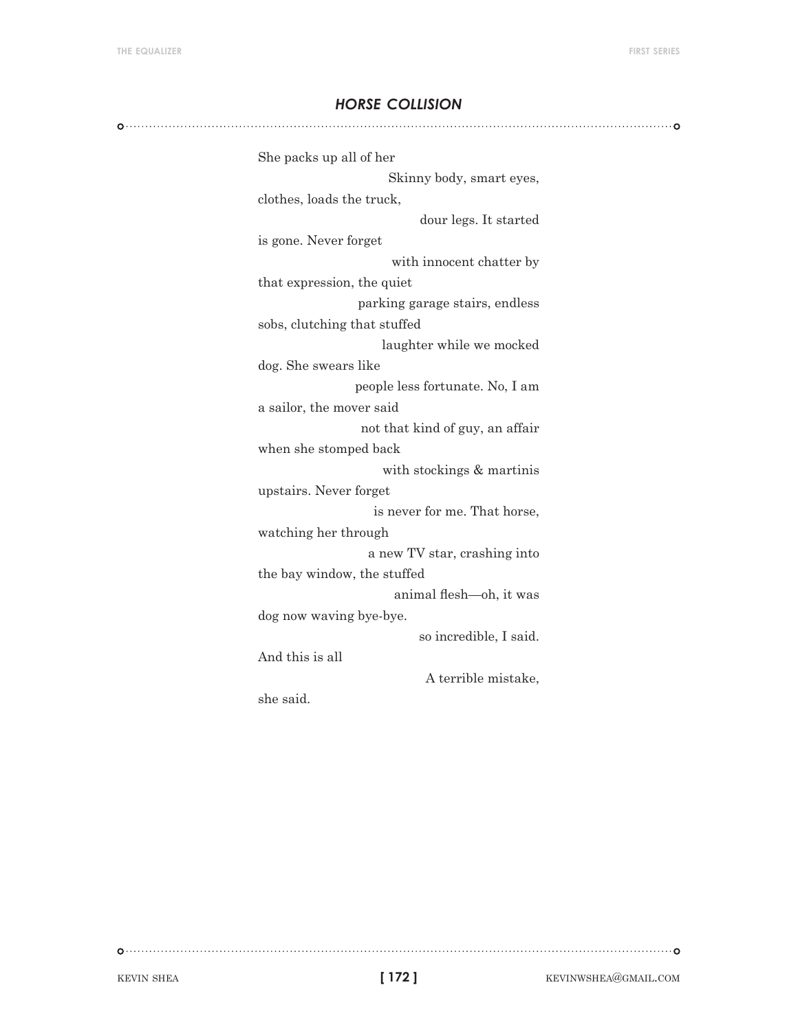## *HORSE COLLISION*

She packs up all of her  
Skinny body, smart eyes,  
clothes, loads the truck,  
dour legs. It started  
is gone. Never forget  
with innocent chatter by  
that expression, the quiet  
parking garage stairs, endless  
sobs, clutching that stuffed  
laughter while we mocked  
dog. She swears like  
people less fortunate. No, I am  
a sailor, the mover said  
not that kind of guy, an affair  
when she stomped back  
with stockings & martinis  
upstairs. Never forget  
is never for me. That horse,  
watching her through  
a new TV star, crashing into  
the bay window, the stuffed  
animal flesh—oh, it was  
dog now waving bye-bye.  
so incredible, I said.  
And this is all  
A terrible mistake,  
she said.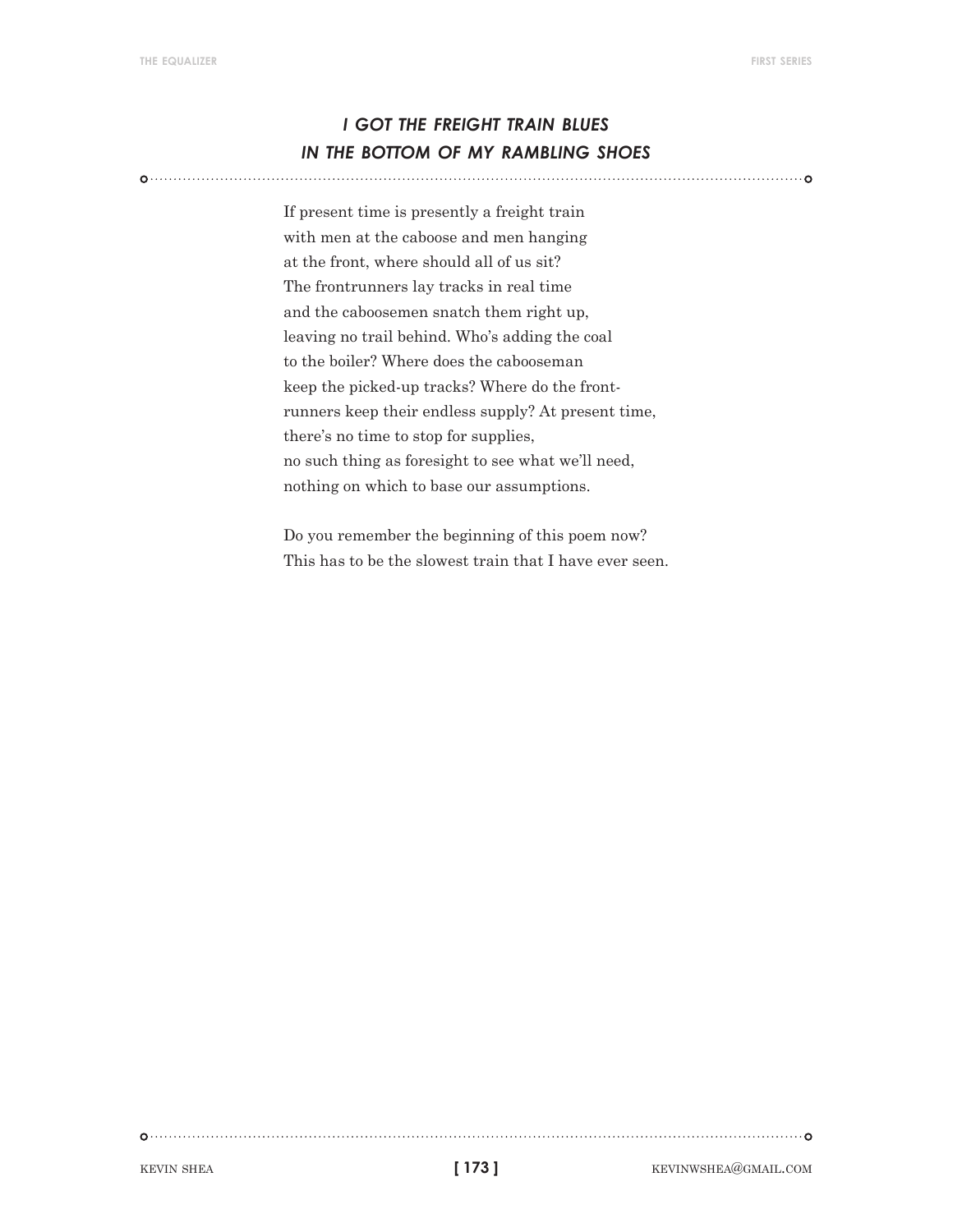## *I GOT THE FREIGHT TRAIN BLUES*
## *IN THE BOTTOM OF MY RAMBLING SHOES*

If present time is presently a freight train  
with men at the caboose and men hanging  
at the front, where should all of us sit?  
The frontrunners lay tracks in real time  
and the caboosemen snatch them right up,  
leaving no trail behind. Who's adding the coal  
to the boiler? Where does the cabooseman  
keep the picked-up tracks? Where do the front-  
runners keep their endless supply? At present time,  
there's no time to stop for supplies,  
no such thing as foresight to see what we'll need,  
nothing on which to base our assumptions.

Do you remember the beginning of this poem now?  
This has to be the slowest train that I have ever seen.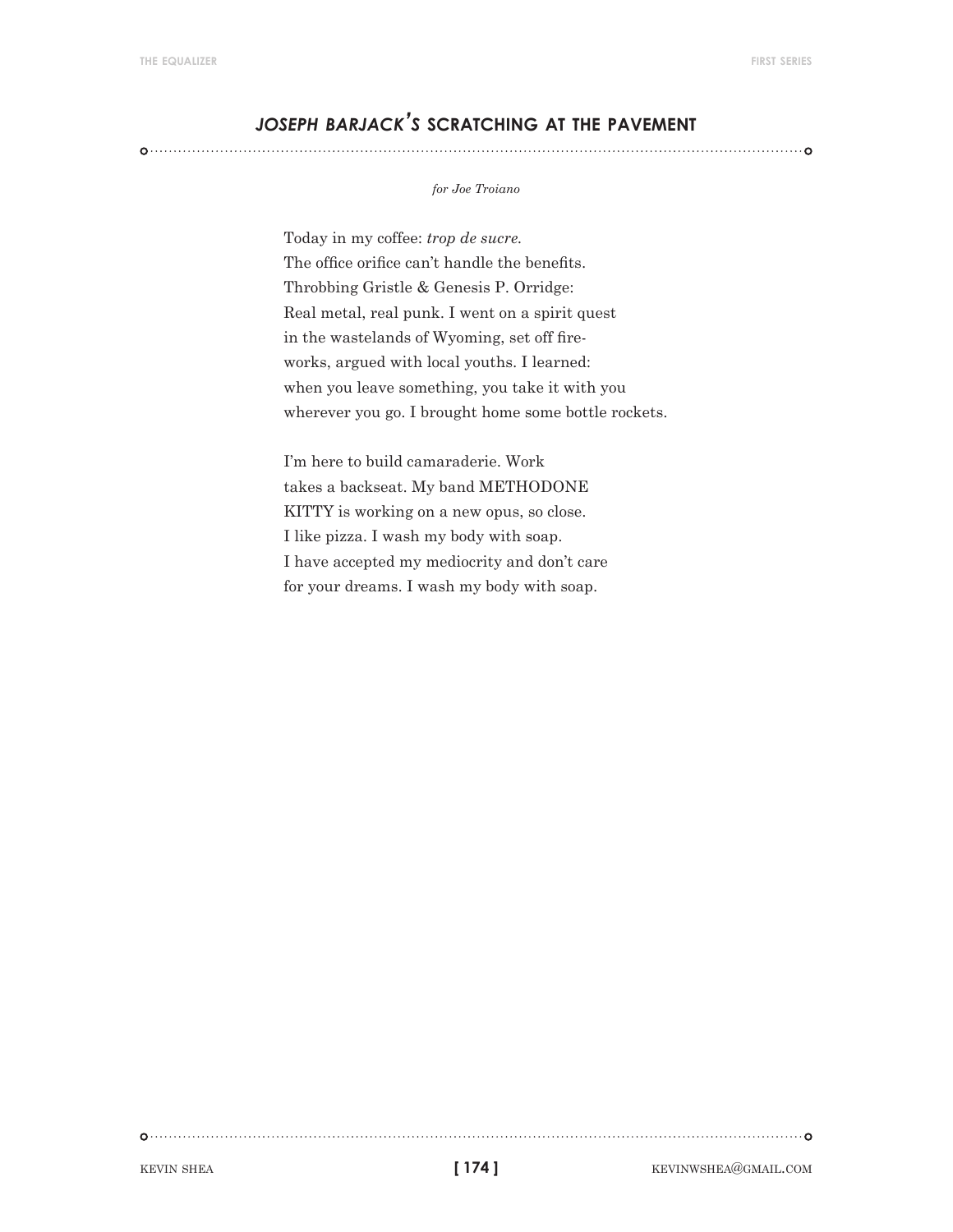## *JOSEPH BARJACK'S* SCRATCHING AT THE PAVEMENT

*for Joe Troiano*

Today in my coffee: *trop de sucre*.  
The office orifice can't handle the benefits.  
Throbbing Gristle & Genesis P. Orridge:  
Real metal, real punk. I went on a spirit quest  
in the wastelands of Wyoming, set off fire-  
works, argued with local youths. I learned:  
when you leave something, you take it with you  
wherever you go. I brought home some bottle rockets.

I'm here to build camaraderie. Work  
takes a backseat. My band METHODONE  
KITTY is working on a new opus, so close.  
I like pizza. I wash my body with soap.  
I have accepted my mediocrity and don't care  
for your dreams. I wash my body with soap.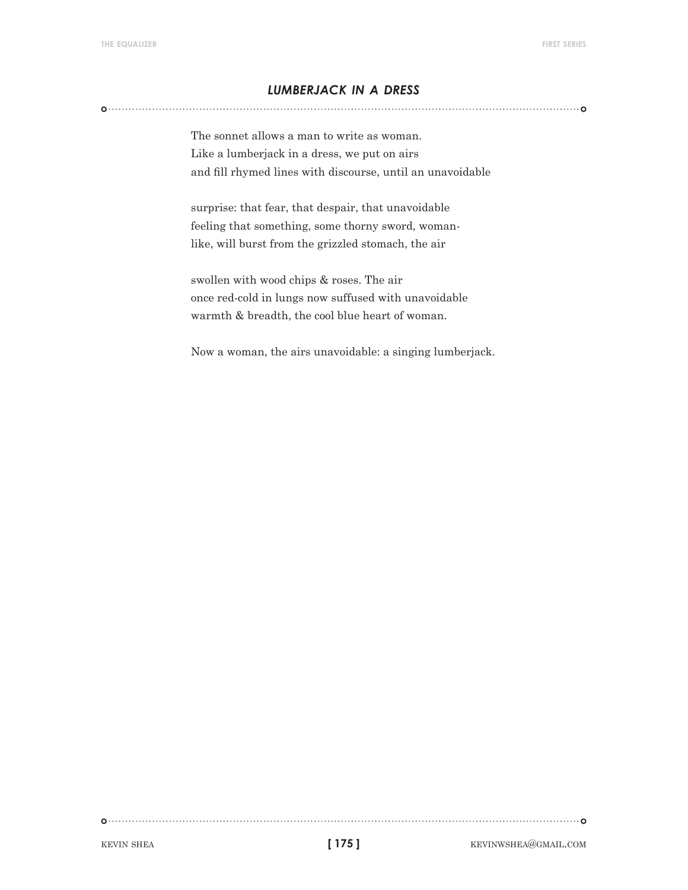## *LUMBERJACK IN A DRESS*

The sonnet allows a man to write as woman.
Like a lumberjack in a dress, we put on airs
and fill rhymed lines with discourse, until an unavoidable

surprise: that fear, that despair, that unavoidable
feeling that something, some thorny sword, woman-
like, will burst from the grizzled stomach, the air

swollen with wood chips & roses. The air
once red-cold in lungs now suffused with unavoidable
warmth & breadth, the cool blue heart of woman.

Now a woman, the airs unavoidable: a singing lumberjack.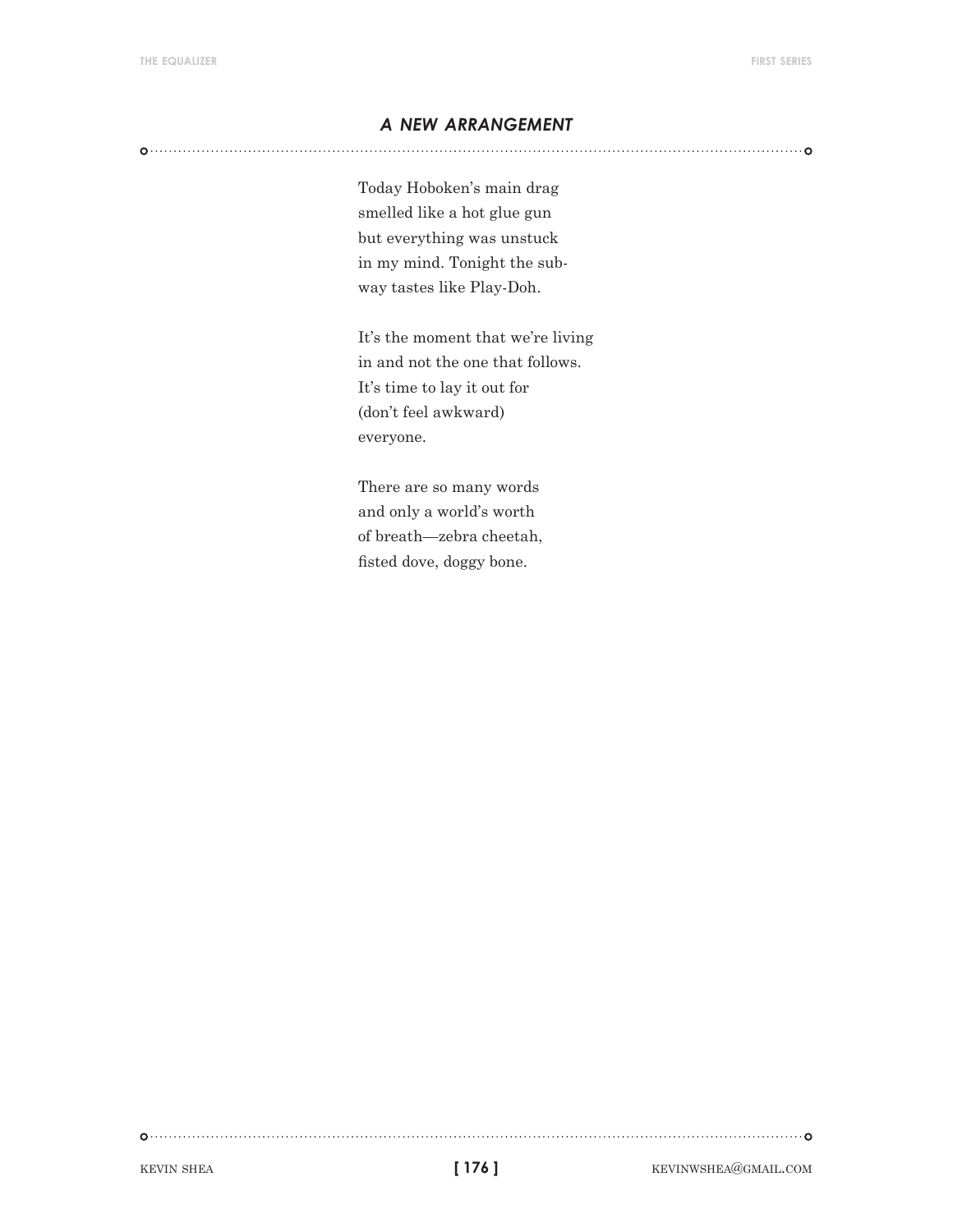## *A NEW ARRANGEMENT*

Today Hoboken's main drag  
smelled like a hot glue gun  
but everything was unstuck  
in my mind. Tonight the sub-  
way tastes like Play-Doh.

It's the moment that we're living  
in and not the one that follows.  
It's time to lay it out for  
(don't feel awkward)  
everyone.

There are so many words  
and only a world's worth  
of breath—zebra cheetah,  
fisted dove, doggy bone.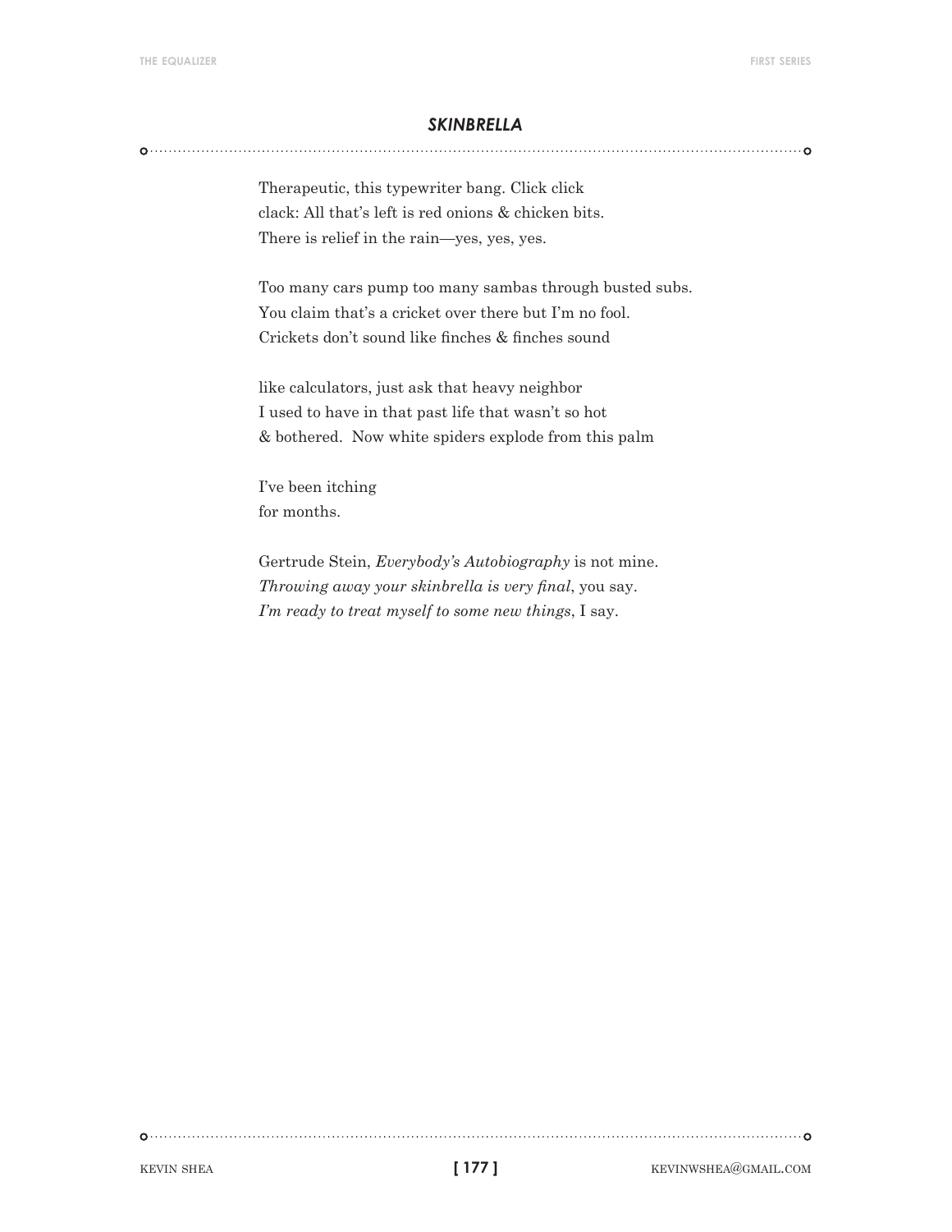## *SKINBRELLA*

Therapeutic, this typewriter bang. Click click  
clack: All that's left is red onions & chicken bits.  
There is relief in the rain—yes, yes, yes.

Too many cars pump too many sambas through busted subs.  
You claim that's a cricket over there but I'm no fool.  
Crickets don't sound like finches & finches sound

like calculators, just ask that heavy neighbor  
I used to have in that past life that wasn't so hot  
& bothered. Now white spiders explode from this palm

I've been itching  
for months.

Gertrude Stein, *Everybody's Autobiography* is not mine.  
*Throwing away your skinbrella is very final*, you say.  
*I'm ready to treat myself to some new things*, I say.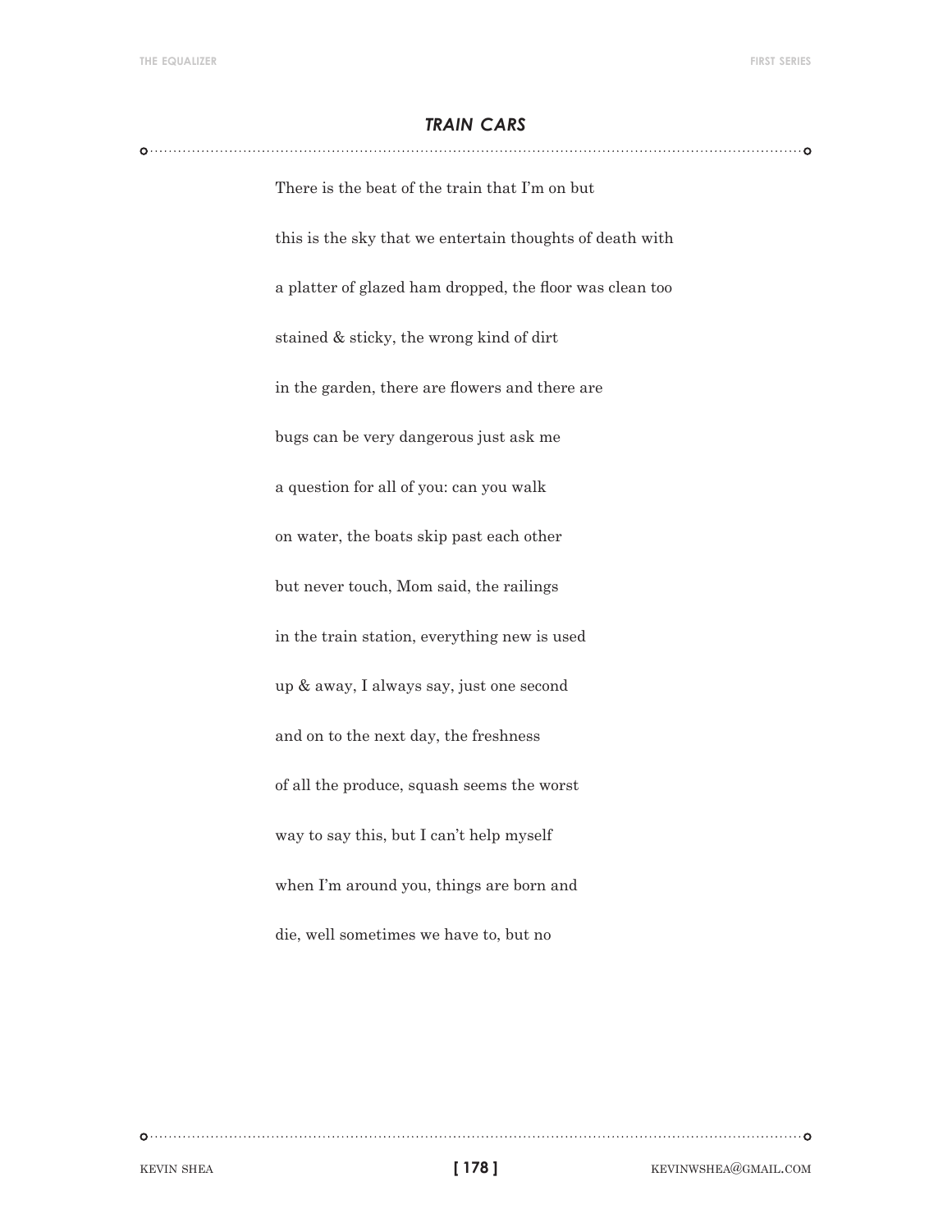## *TRAIN CARS*

There is the beat of the train that I'm on but

this is the sky that we entertain thoughts of death with

a platter of glazed ham dropped, the floor was clean too

stained & sticky, the wrong kind of dirt

in the garden, there are flowers and there are

bugs can be very dangerous just ask me

a question for all of you: can you walk

on water, the boats skip past each other

but never touch, Mom said, the railings

in the train station, everything new is used

up & away, I always say, just one second

and on to the next day, the freshness

of all the produce, squash seems the worst

way to say this, but I can't help myself

when I'm around you, things are born and

die, well sometimes we have to, but no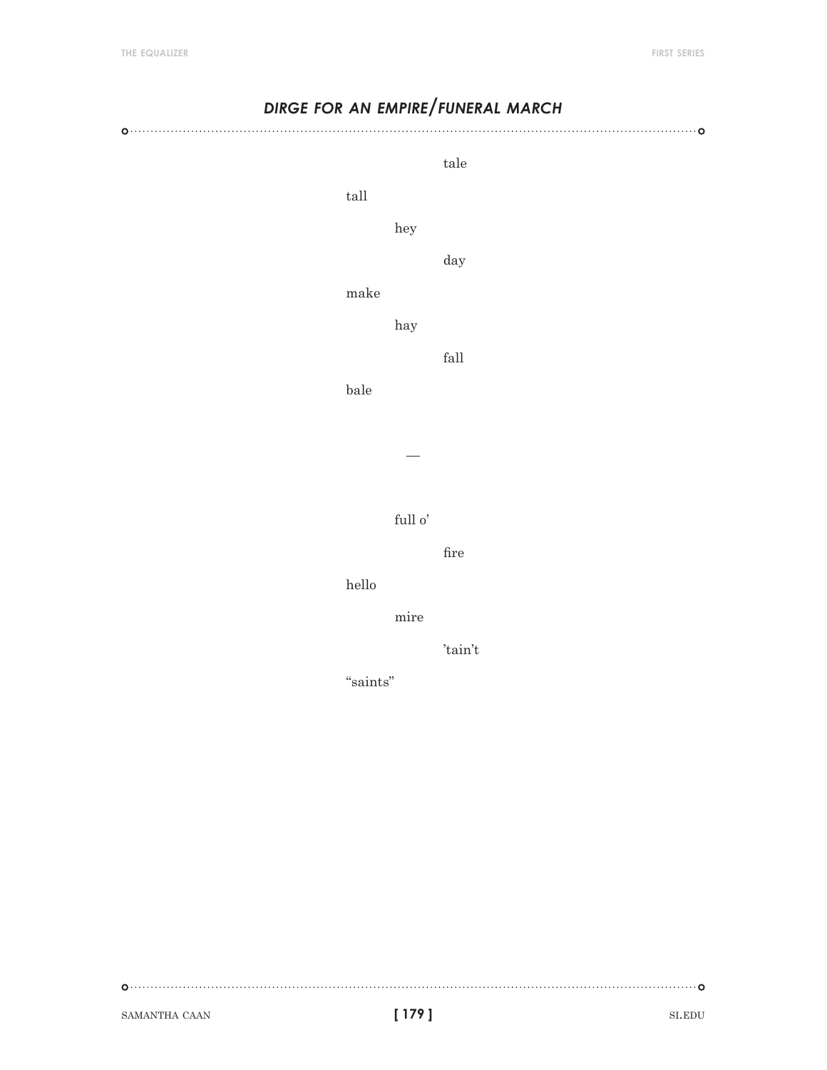## *DIRGE FOR AN EMPIRE/FUNERAL MARCH*

tale

tall

hey

day

make

hay

fall

bale

—

full o'

fire

hello

mire

'tain't

"saints"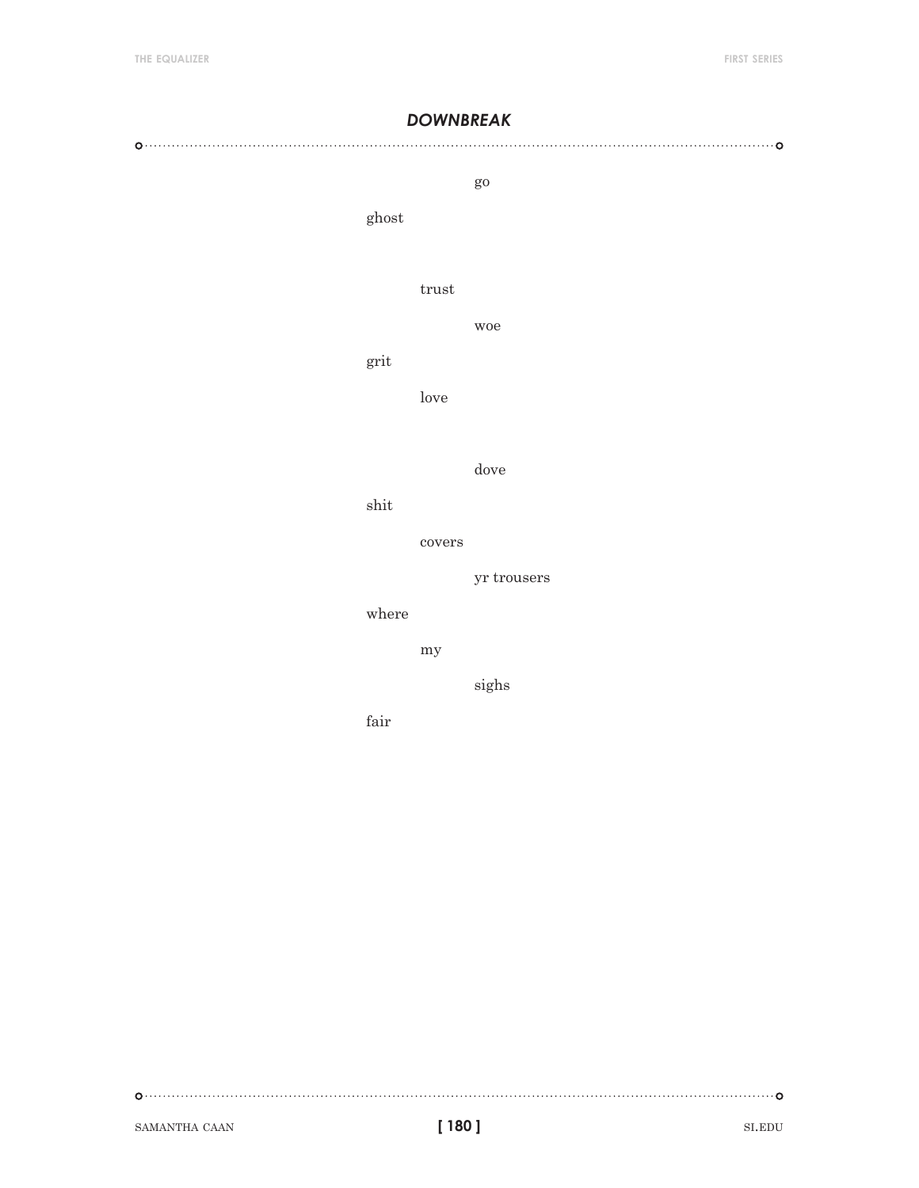### *DOWNBREAK*

go

ghost

trust

woe

grit

love

dove

shit

covers

yr trousers

where

my

sighs

fair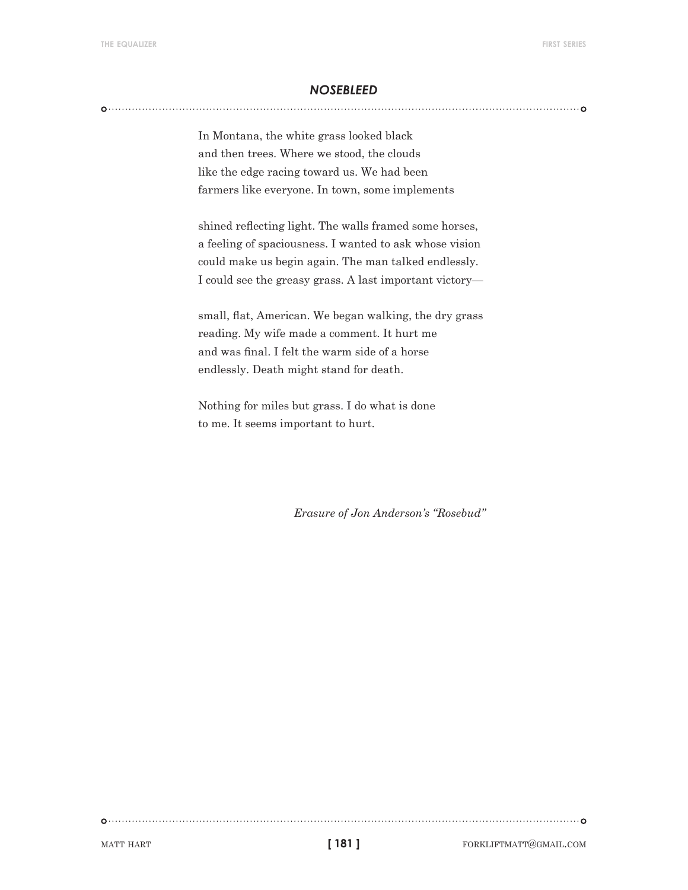## *NOSEBLEED*

In Montana, the white grass looked black  
and then trees. Where we stood, the clouds  
like the edge racing toward us. We had been  
farmers like everyone. In town, some implements

shined reflecting light. The walls framed some horses,  
a feeling of spaciousness. I wanted to ask whose vision  
could make us begin again. The man talked endlessly.  
I could see the greasy grass. A last important victory—

small, flat, American. We began walking, the dry grass  
reading. My wife made a comment. It hurt me  
and was final. I felt the warm side of a horse  
endlessly. Death might stand for death.

Nothing for miles but grass. I do what is done  
to me. It seems important to hurt.

*Erasure of Jon Anderson's "Rosebud"*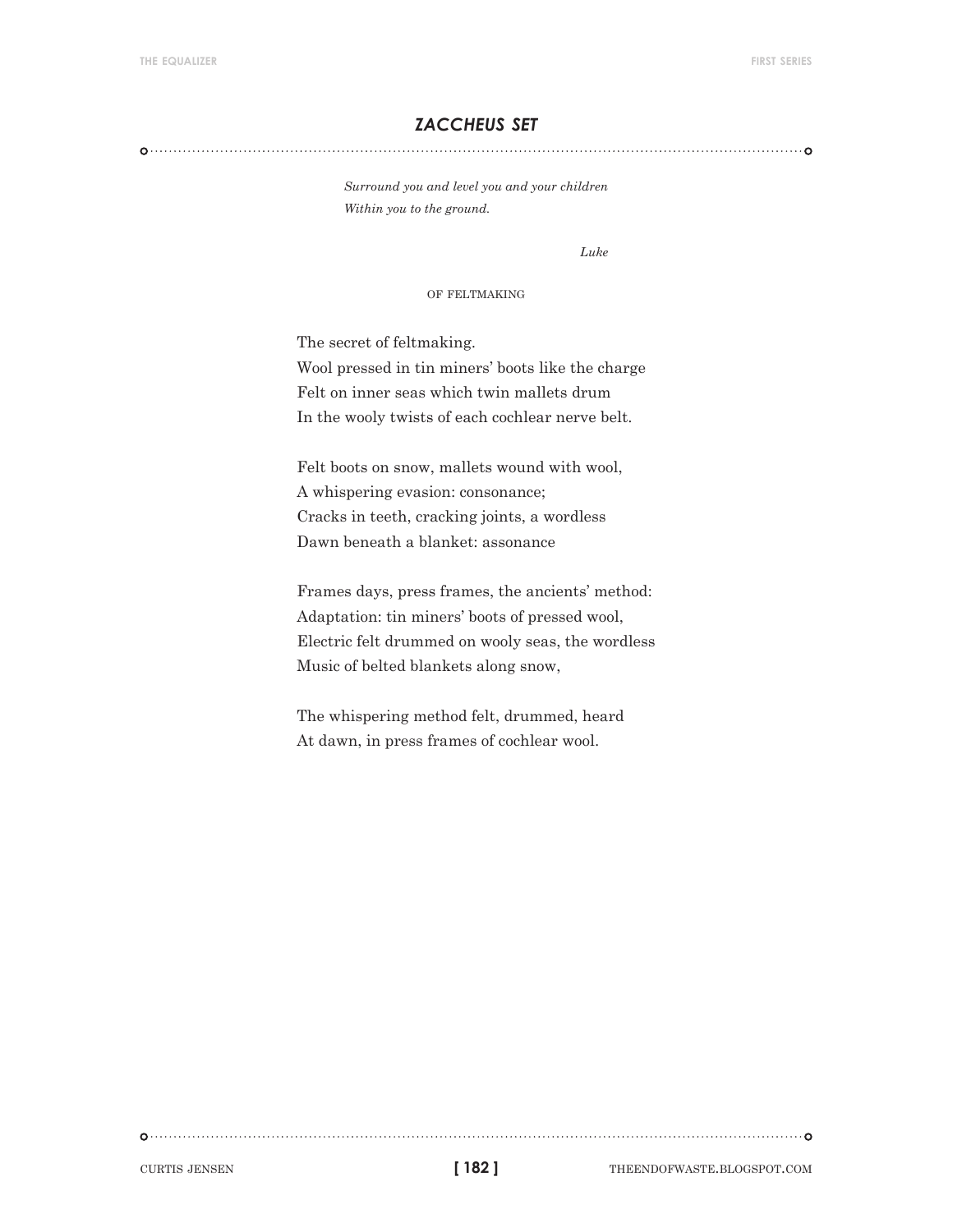## *ZACCHEUS SET*

*Surround you and level you and your children*
*Within you to the ground.*

*Luke*

OF FELTMAKING

The secret of feltmaking.
Wool pressed in tin miners' boots like the charge
Felt on inner seas which twin mallets drum
In the wooly twists of each cochlear nerve belt.

Felt boots on snow, mallets wound with wool,
A whispering evasion: consonance;
Cracks in teeth, cracking joints, a wordless
Dawn beneath a blanket: assonance

Frames days, press frames, the ancients' method:
Adaptation: tin miners' boots of pressed wool,
Electric felt drummed on wooly seas, the wordless
Music of belted blankets along snow,

The whispering method felt, drummed, heard
At dawn, in press frames of cochlear wool.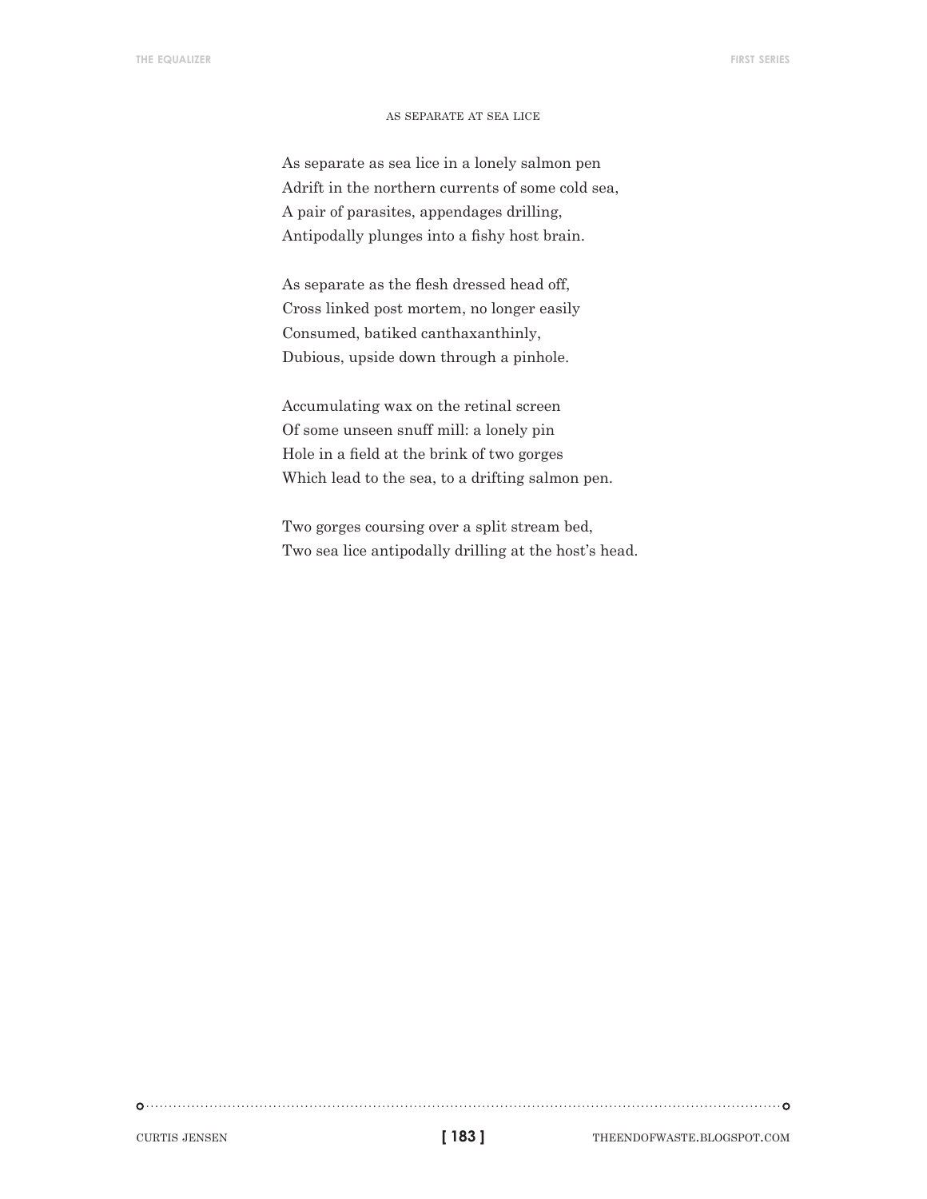## AS SEPARATE AT SEA LICE

As separate as sea lice in a lonely salmon pen
Adrift in the northern currents of some cold sea,
A pair of parasites, appendages drilling,
Antipodally plunges into a fishy host brain.

As separate as the flesh dressed head off,
Cross linked post mortem, no longer easily
Consumed, batiked canthaxanthinly,
Dubious, upside down through a pinhole.

Accumulating wax on the retinal screen
Of some unseen snuff mill: a lonely pin
Hole in a field at the brink of two gorges
Which lead to the sea, to a drifting salmon pen.

Two gorges coursing over a split stream bed,
Two sea lice antipodally drilling at the host's head.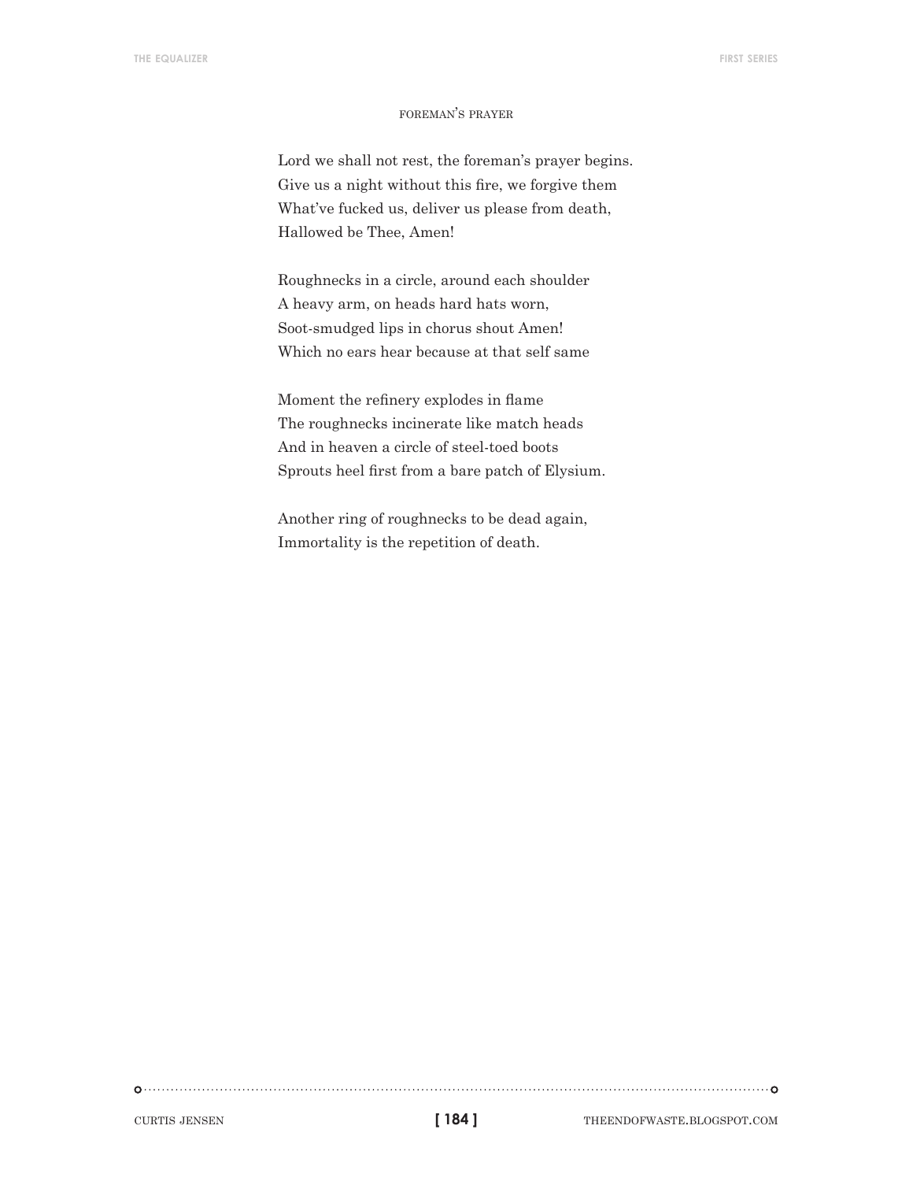## foreman's prayer

Lord we shall not rest, the foreman's prayer begins.  
Give us a night without this fire, we forgive them  
What've fucked us, deliver us please from death,  
Hallowed be Thee, Amen!

Roughnecks in a circle, around each shoulder  
A heavy arm, on heads hard hats worn,  
Soot-smudged lips in chorus shout Amen!  
Which no ears hear because at that self same

Moment the refinery explodes in flame  
The roughnecks incinerate like match heads  
And in heaven a circle of steel-toed boots  
Sprouts heel first from a bare patch of Elysium.

Another ring of roughnecks to be dead again,  
Immortality is the repetition of death.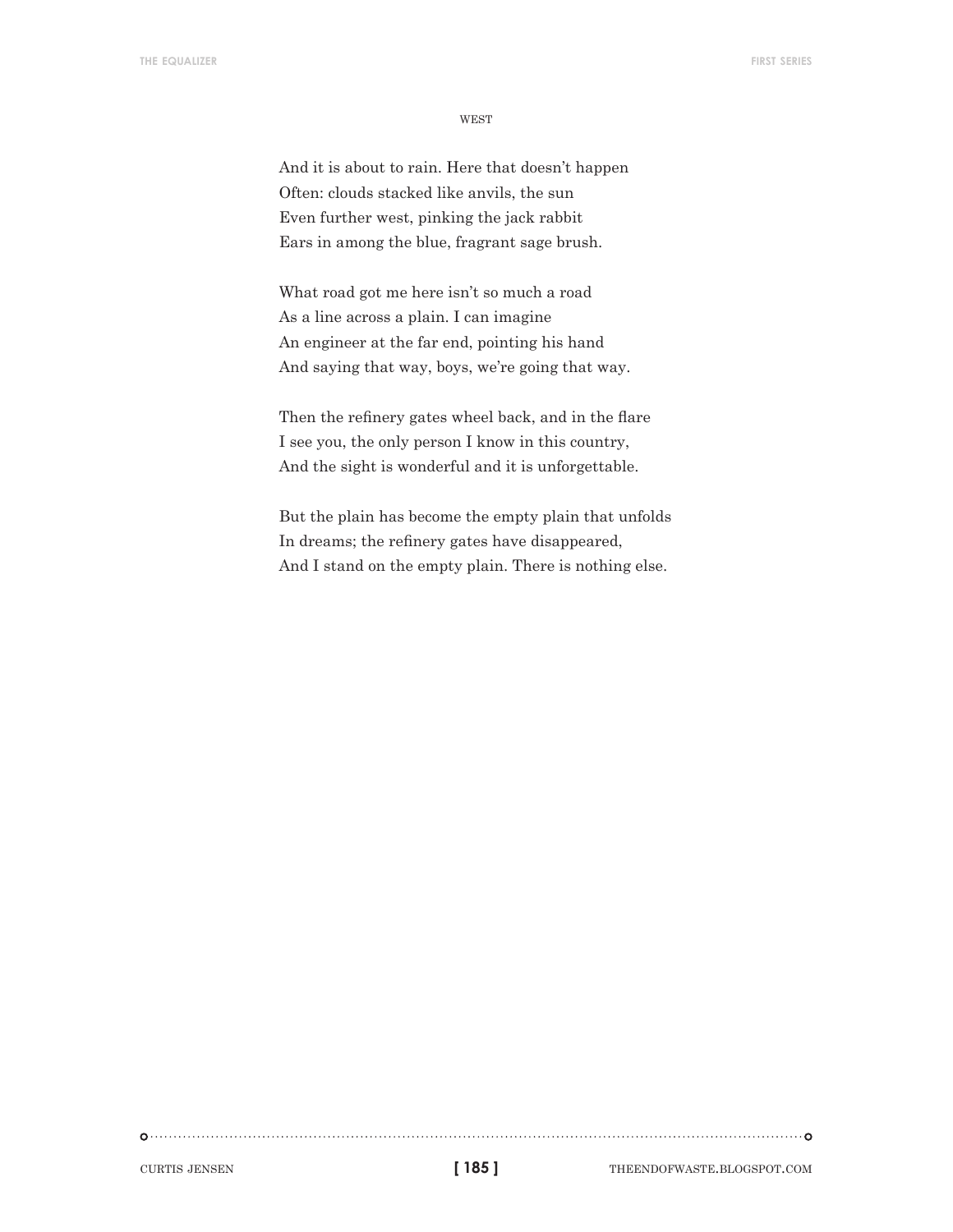### WEST

And it is about to rain. Here that doesn't happen
Often: clouds stacked like anvils, the sun
Even further west, pinking the jack rabbit
Ears in among the blue, fragrant sage brush.

What road got me here isn't so much a road
As a line across a plain. I can imagine
An engineer at the far end, pointing his hand
And saying that way, boys, we're going that way.

Then the refinery gates wheel back, and in the flare
I see you, the only person I know in this country,
And the sight is wonderful and it is unforgettable.

But the plain has become the empty plain that unfolds
In dreams; the refinery gates have disappeared,
And I stand on the empty plain. There is nothing else.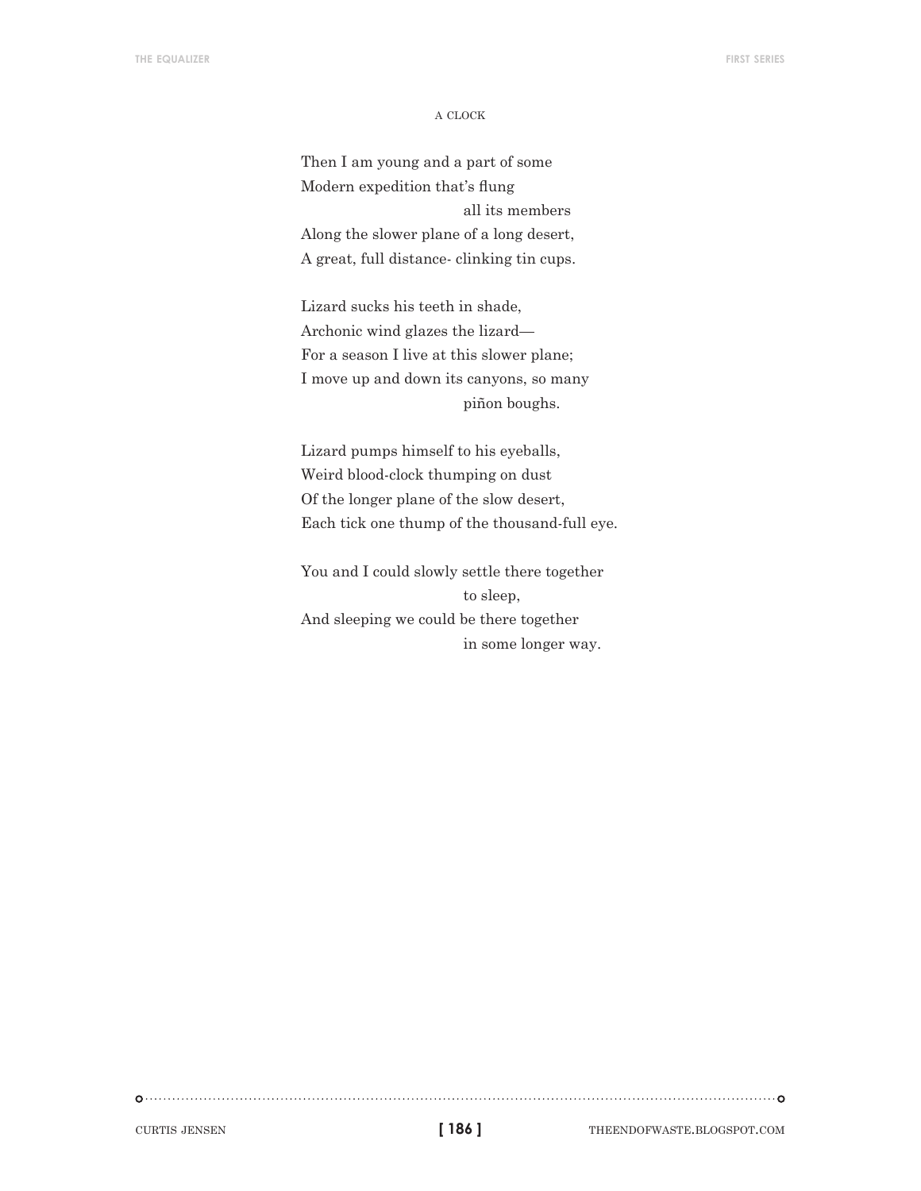### A CLOCK

Then I am young and a part of some  
Modern expedition that's flung  
                                        all its members  
Along the slower plane of a long desert,  
A great, full distance- clinking tin cups.

Lizard sucks his teeth in shade,  
Archonic wind glazes the lizard—  
For a season I live at this slower plane;  
I move up and down its canyons, so many  
                                        piñon boughs.

Lizard pumps himself to his eyeballs,  
Weird blood-clock thumping on dust  
Of the longer plane of the slow desert,  
Each tick one thump of the thousand-full eye.

You and I could slowly settle there together  
                                        to sleep,  
And sleeping we could be there together  
                                        in some longer way.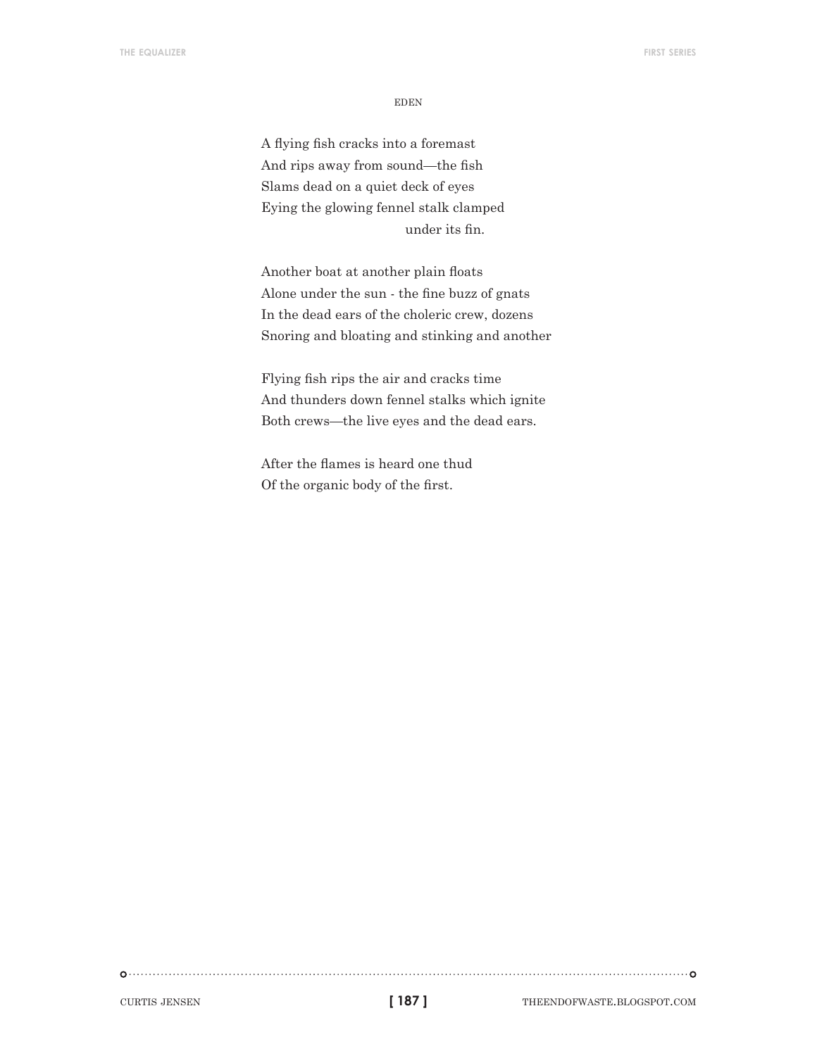## EDEN

A flying fish cracks into a foremast  
And rips away from sound—the fish  
Slams dead on a quiet deck of eyes  
Eying the glowing fennel stalk clamped  
                                        under its fin.

Another boat at another plain floats  
Alone under the sun - the fine buzz of gnats  
In the dead ears of the choleric crew, dozens  
Snoring and bloating and stinking and another

Flying fish rips the air and cracks time  
And thunders down fennel stalks which ignite  
Both crews—the live eyes and the dead ears.

After the flames is heard one thud  
Of the organic body of the first.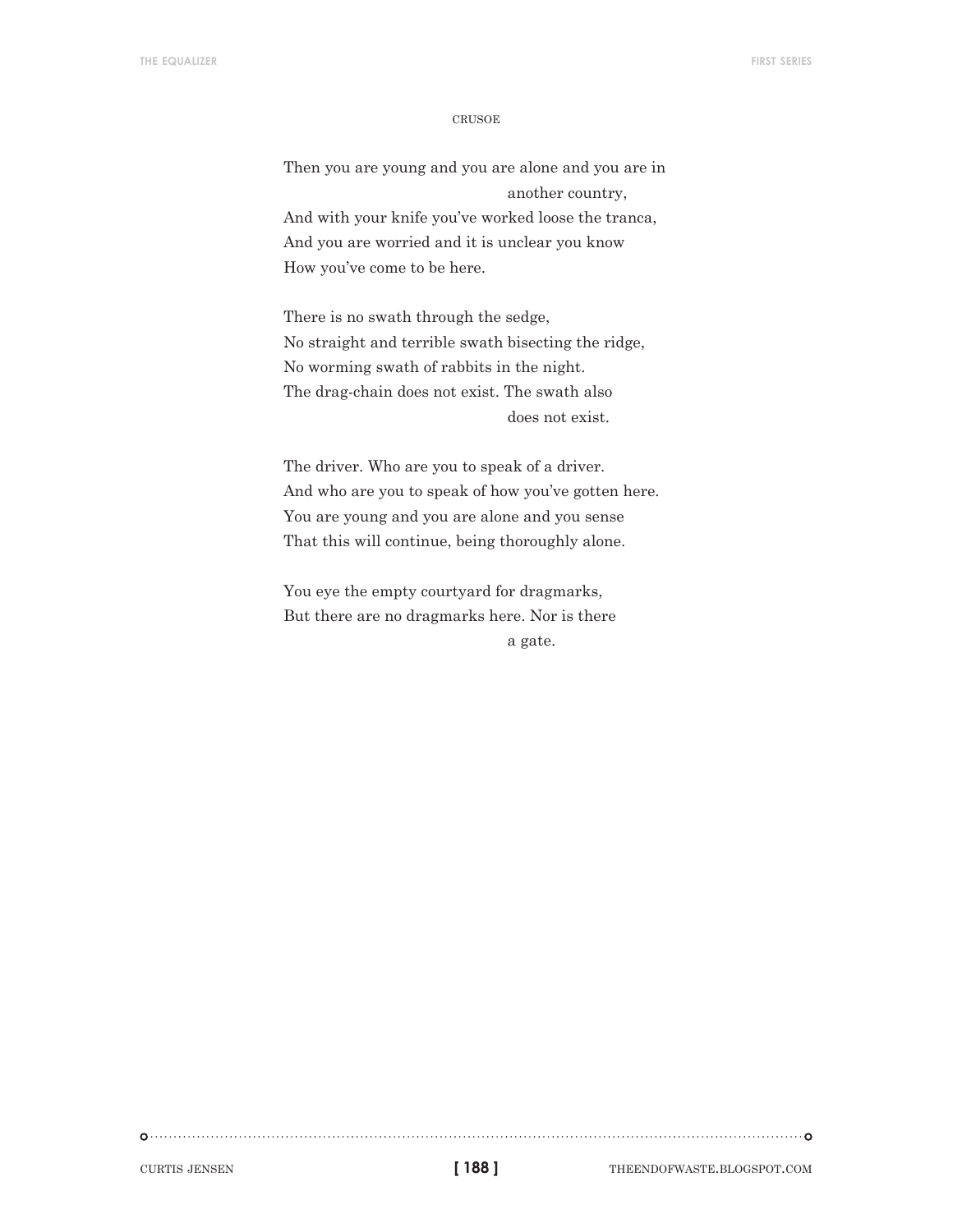### CRUSOE

Then you are young and you are alone and you are in
another country,
And with your knife you've worked loose the tranca,
And you are worried and it is unclear you know
How you've come to be here.

There is no swath through the sedge,
No straight and terrible swath bisecting the ridge,
No worming swath of rabbits in the night.
The drag-chain does not exist. The swath also
does not exist.

The driver. Who are you to speak of a driver.
And who are you to speak of how you've gotten here.
You are young and you are alone and you sense
That this will continue, being thoroughly alone.

You eye the empty courtyard for dragmarks,
But there are no dragmarks here. Nor is there
a gate.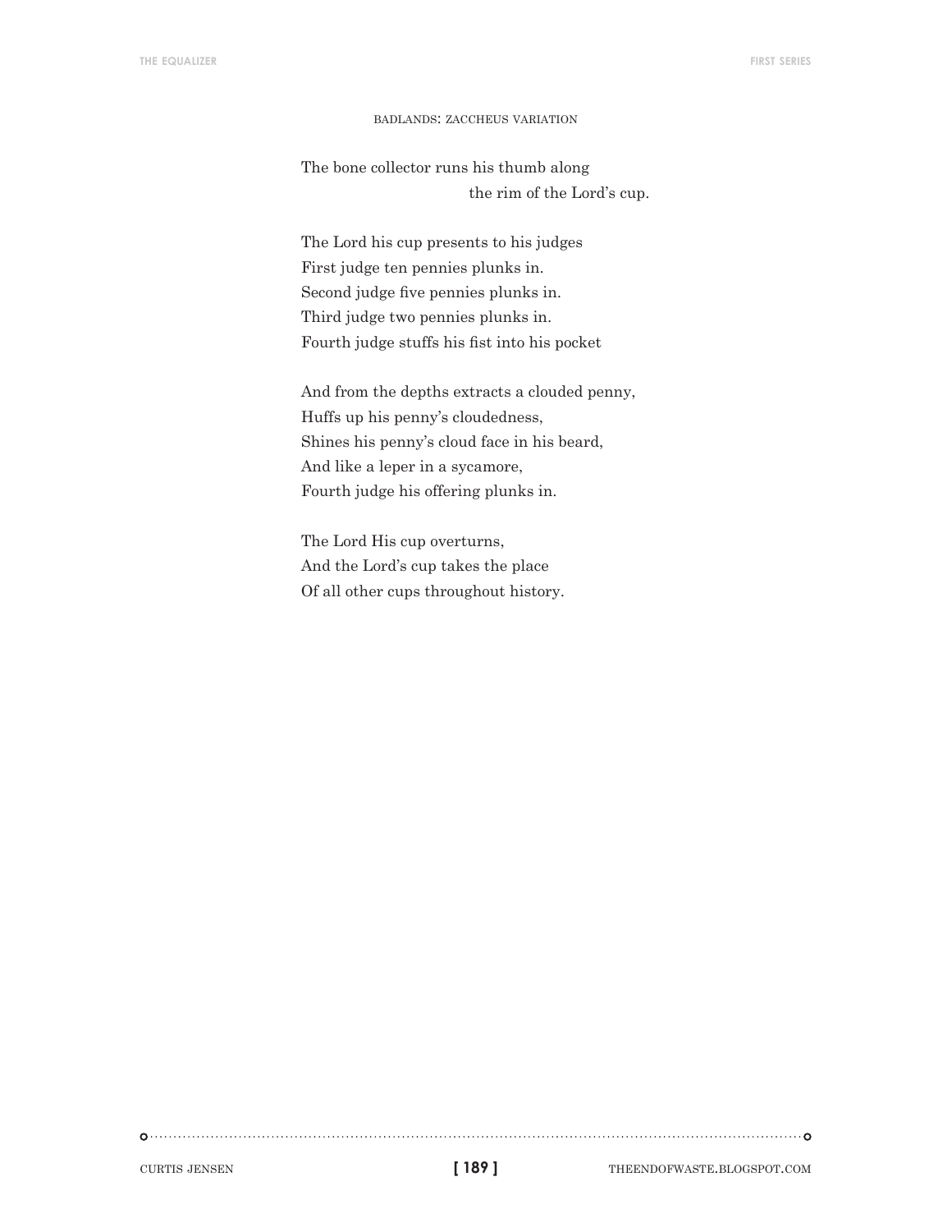### BADLANDS: ZACCHEUS VARIATION

The bone collector runs his thumb along
the rim of the Lord's cup.

The Lord his cup presents to his judges
First judge ten pennies plunks in.
Second judge five pennies plunks in.
Third judge two pennies plunks in.
Fourth judge stuffs his fist into his pocket

And from the depths extracts a clouded penny,
Huffs up his penny's cloudedness,
Shines his penny's cloud face in his beard,
And like a leper in a sycamore,
Fourth judge his offering plunks in.

The Lord His cup overturns,
And the Lord's cup takes the place
Of all other cups throughout history.